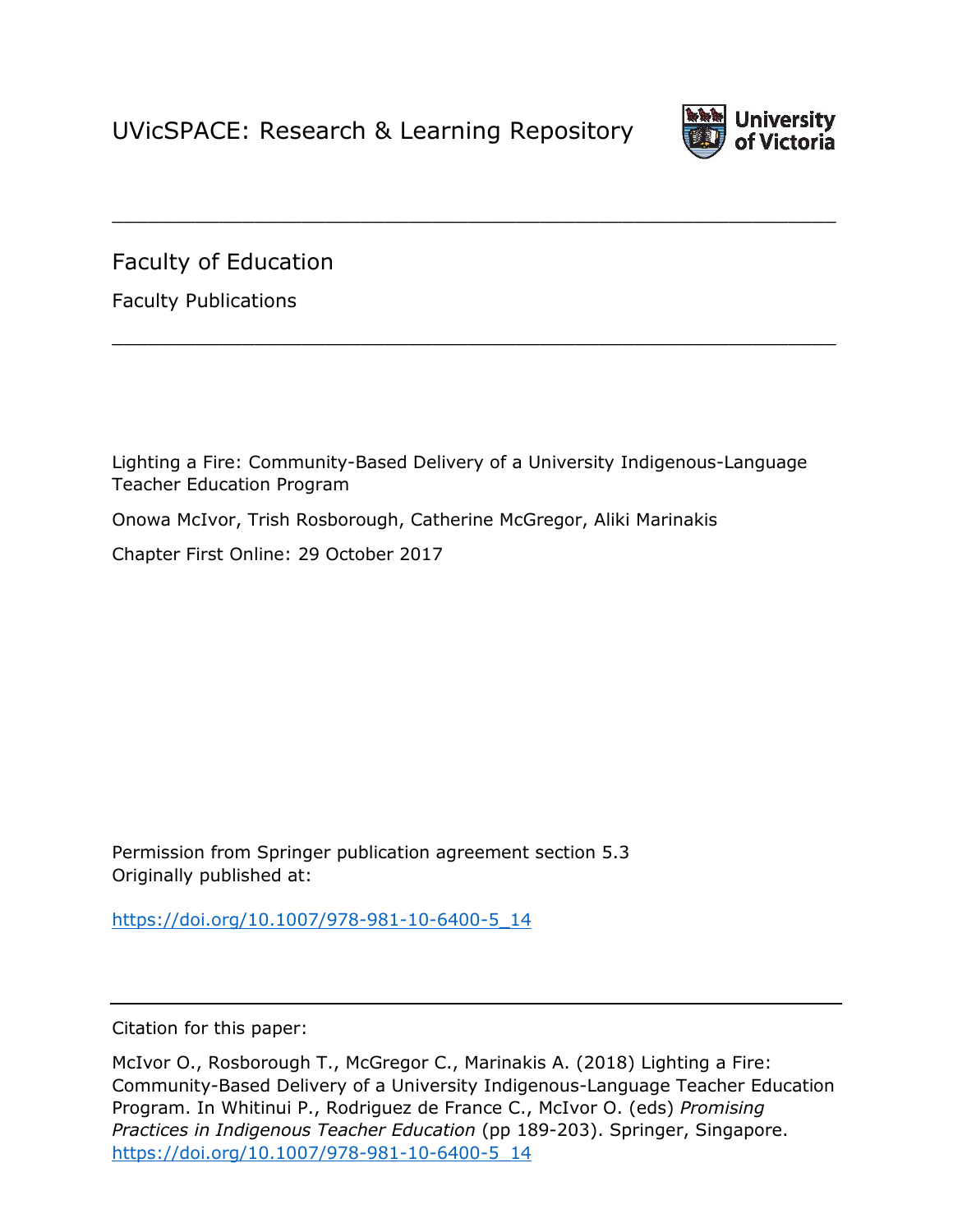UVicSPACE: Research & Learning Repository

University of Victoria

---

# Faculty of Education

Faculty Publications

---

Lighting a Fire: Community-Based Delivery of a University Indigenous-Language Teacher Education Program

Onowa McIvor, Trish Rosborough, Catherine McGregor, Aliki Marinakis

Chapter First Online: 29 October 2017

Permission from Springer publication agreement section 5.3
Originally published at:

https://doi.org/10.1007/978-981-10-6400-5_14

---

Citation for this paper:

McIvor O., Rosborough T., McGregor C., Marinakis A. (2018) Lighting a Fire: Community-Based Delivery of a University Indigenous-Language Teacher Education Program. In Whitinui P., Rodriguez de France C., McIvor O. (eds) *Promising Practices in Indigenous Teacher Education* (pp 189-203). Springer, Singapore. https://doi.org/10.1007/978-981-10-6400-5_14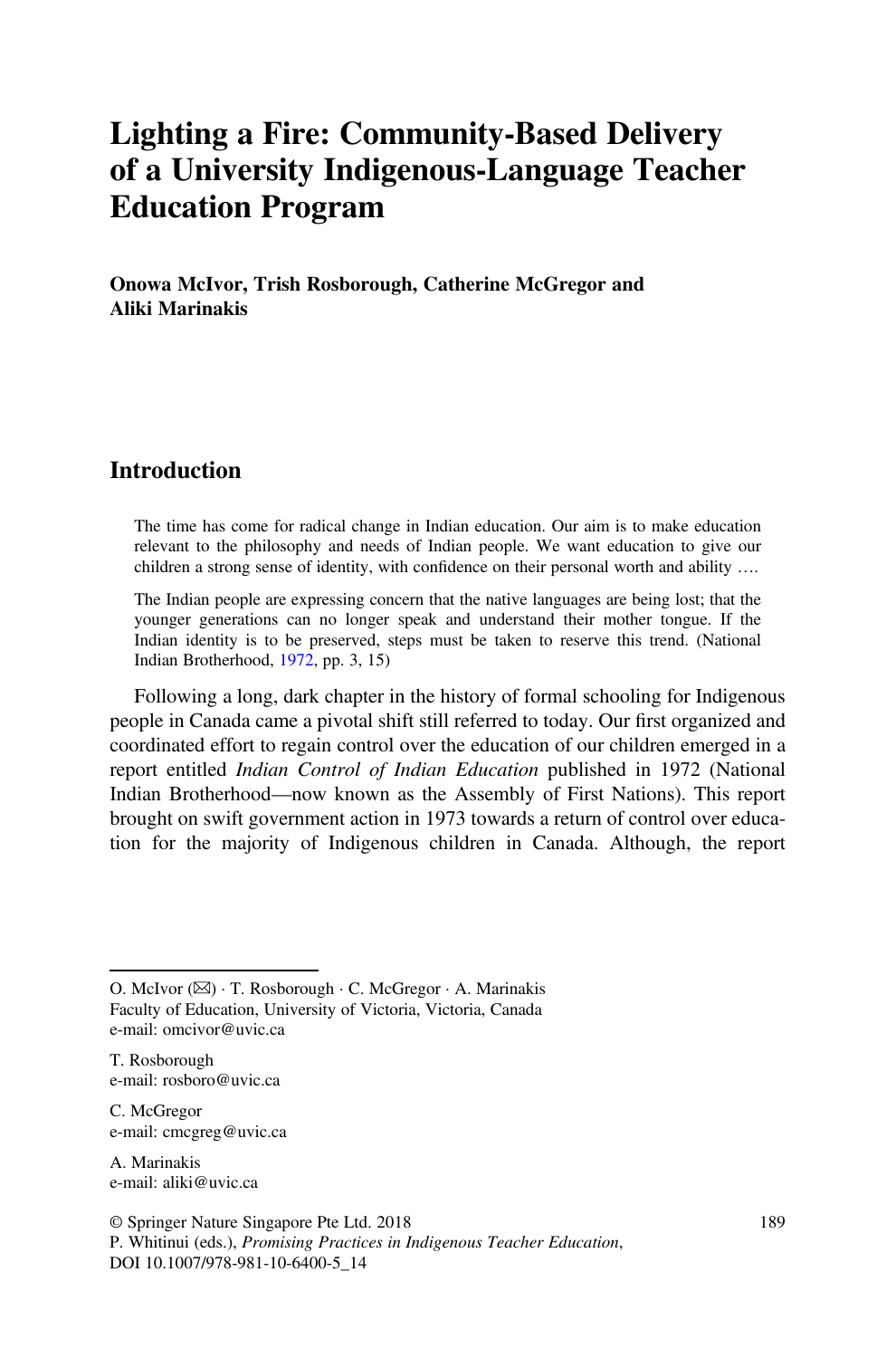# Lighting a Fire: Community-Based Delivery of a University Indigenous-Language Teacher Education Program

**Onowa McIvor, Trish Rosborough, Catherine McGregor and Aliki Marinakis**

## Introduction

> The time has come for radical change in Indian education. Our aim is to make education relevant to the philosophy and needs of Indian people. We want education to give our children a strong sense of identity, with confidence on their personal worth and ability ….
>
> The Indian people are expressing concern that the native languages are being lost; that the younger generations can no longer speak and understand their mother tongue. If the Indian identity is to be preserved, steps must be taken to reserve this trend. (National Indian Brotherhood, 1972, pp. 3, 15)

Following a long, dark chapter in the history of formal schooling for Indigenous people in Canada came a pivotal shift still referred to today. Our first organized and coordinated effort to regain control over the education of our children emerged in a report entitled *Indian Control of Indian Education* published in 1972 (National Indian Brotherhood—now known as the Assembly of First Nations). This report brought on swift government action in 1973 towards a return of control over education for the majority of Indigenous children in Canada. Although, the report

---

O. McIvor (✉) · T. Rosborough · C. McGregor · A. Marinakis
Faculty of Education, University of Victoria, Victoria, Canada
e-mail: omcivor@uvic.ca

T. Rosborough
e-mail: rosboro@uvic.ca

C. McGregor
e-mail: cmcgreg@uvic.ca

A. Marinakis
e-mail: aliki@uvic.ca

© Springer Nature Singapore Pte Ltd. 2018
P. Whitinui (eds.), *Promising Practices in Indigenous Teacher Education*,
DOI 10.1007/978-981-10-6400-5_14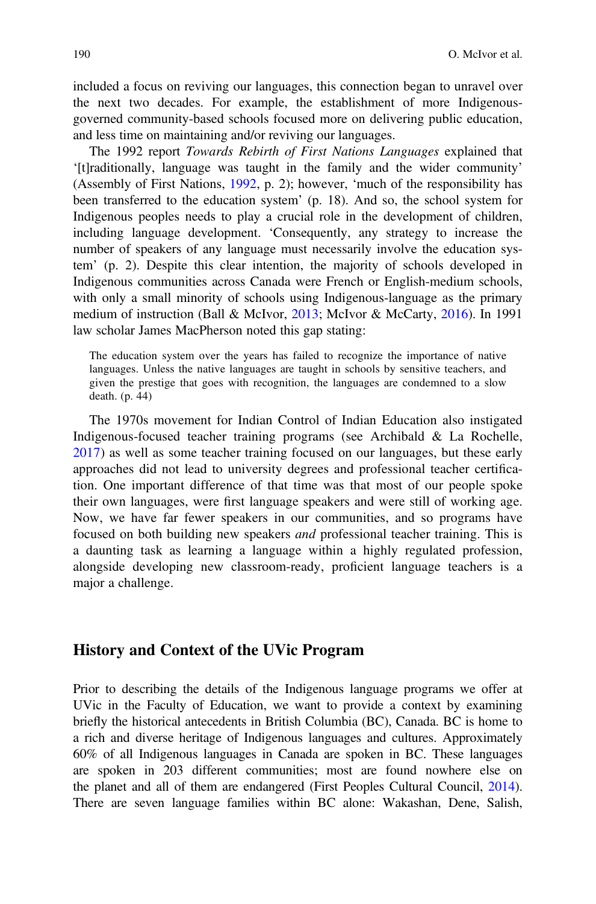included a focus on reviving our languages, this connection began to unravel over the next two decades. For example, the establishment of more Indigenous-governed community-based schools focused more on delivering public education, and less time on maintaining and/or reviving our languages.

The 1992 report *Towards Rebirth of First Nations Languages* explained that '[t]raditionally, language was taught in the family and the wider community' (Assembly of First Nations, 1992, p. 2); however, 'much of the responsibility has been transferred to the education system' (p. 18). And so, the school system for Indigenous peoples needs to play a crucial role in the development of children, including language development. 'Consequently, any strategy to increase the number of speakers of any language must necessarily involve the education system' (p. 2). Despite this clear intention, the majority of schools developed in Indigenous communities across Canada were French or English-medium schools, with only a small minority of schools using Indigenous-language as the primary medium of instruction (Ball & McIvor, 2013; McIvor & McCarty, 2016). In 1991 law scholar James MacPherson noted this gap stating:

> The education system over the years has failed to recognize the importance of native languages. Unless the native languages are taught in schools by sensitive teachers, and given the prestige that goes with recognition, the languages are condemned to a slow death. (p. 44)

The 1970s movement for Indian Control of Indian Education also instigated Indigenous-focused teacher training programs (see Archibald & La Rochelle, 2017) as well as some teacher training focused on our languages, but these early approaches did not lead to university degrees and professional teacher certification. One important difference of that time was that most of our people spoke their own languages, were first language speakers and were still of working age. Now, we have far fewer speakers in our communities, and so programs have focused on both building new speakers *and* professional teacher training. This is a daunting task as learning a language within a highly regulated profession, alongside developing new classroom-ready, proficient language teachers is a major a challenge.

## History and Context of the UVic Program

Prior to describing the details of the Indigenous language programs we offer at UVic in the Faculty of Education, we want to provide a context by examining briefly the historical antecedents in British Columbia (BC), Canada. BC is home to a rich and diverse heritage of Indigenous languages and cultures. Approximately 60% of all Indigenous languages in Canada are spoken in BC. These languages are spoken in 203 different communities; most are found nowhere else on the planet and all of them are endangered (First Peoples Cultural Council, 2014). There are seven language families within BC alone: Wakashan, Dene, Salish,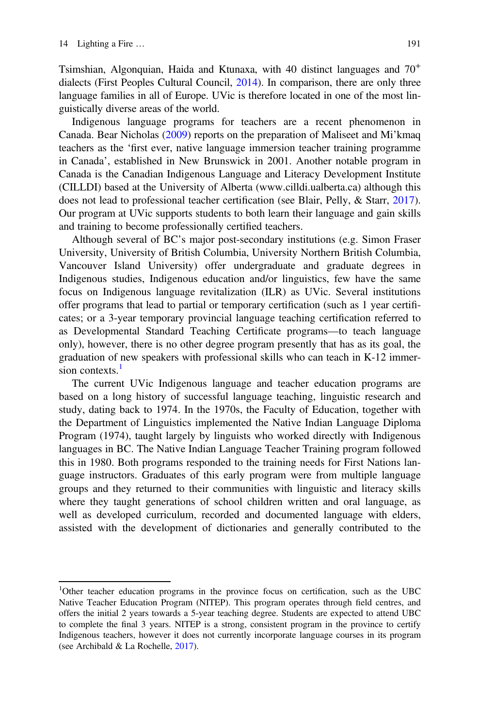Tsimshian, Algonquian, Haida and Ktunaxa, with 40 distinct languages and $70^{+}$ dialects (First Peoples Cultural Council, 2014). In comparison, there are only three language families in all of Europe. UVic is therefore located in one of the most linguistically diverse areas of the world.

Indigenous language programs for teachers are a recent phenomenon in Canada. Bear Nicholas (2009) reports on the preparation of Maliseet and Mi'kmaq teachers as the 'first ever, native language immersion teacher training programme in Canada', established in New Brunswick in 2001. Another notable program in Canada is the Canadian Indigenous Language and Literacy Development Institute (CILLDI) based at the University of Alberta (www.cilldi.ualberta.ca) although this does not lead to professional teacher certification (see Blair, Pelly, & Starr, 2017). Our program at UVic supports students to both learn their language and gain skills and training to become professionally certified teachers.

Although several of BC's major post-secondary institutions (e.g. Simon Fraser University, University of British Columbia, University Northern British Columbia, Vancouver Island University) offer undergraduate and graduate degrees in Indigenous studies, Indigenous education and/or linguistics, few have the same focus on Indigenous language revitalization (ILR) as UVic. Several institutions offer programs that lead to partial or temporary certification (such as 1 year certificates; or a 3-year temporary provincial language teaching certification referred to as Developmental Standard Teaching Certificate programs—to teach language only), however, there is no other degree program presently that has as its goal, the graduation of new speakers with professional skills who can teach in K-12 immersion contexts.[1]

The current UVic Indigenous language and teacher education programs are based on a long history of successful language teaching, linguistic research and study, dating back to 1974. In the 1970s, the Faculty of Education, together with the Department of Linguistics implemented the Native Indian Language Diploma Program (1974), taught largely by linguists who worked directly with Indigenous languages in BC. The Native Indian Language Teacher Training program followed this in 1980. Both programs responded to the training needs for First Nations language instructors. Graduates of this early program were from multiple language groups and they returned to their communities with linguistic and literacy skills where they taught generations of school children written and oral language, as well as developed curriculum, recorded and documented language with elders, assisted with the development of dictionaries and generally contributed to the

[1]Other teacher education programs in the province focus on certification, such as the UBC Native Teacher Education Program (NITEP). This program operates through field centres, and offers the initial 2 years towards a 5-year teaching degree. Students are expected to attend UBC to complete the final 3 years. NITEP is a strong, consistent program in the province to certify Indigenous teachers, however it does not currently incorporate language courses in its program (see Archibald & La Rochelle, 2017).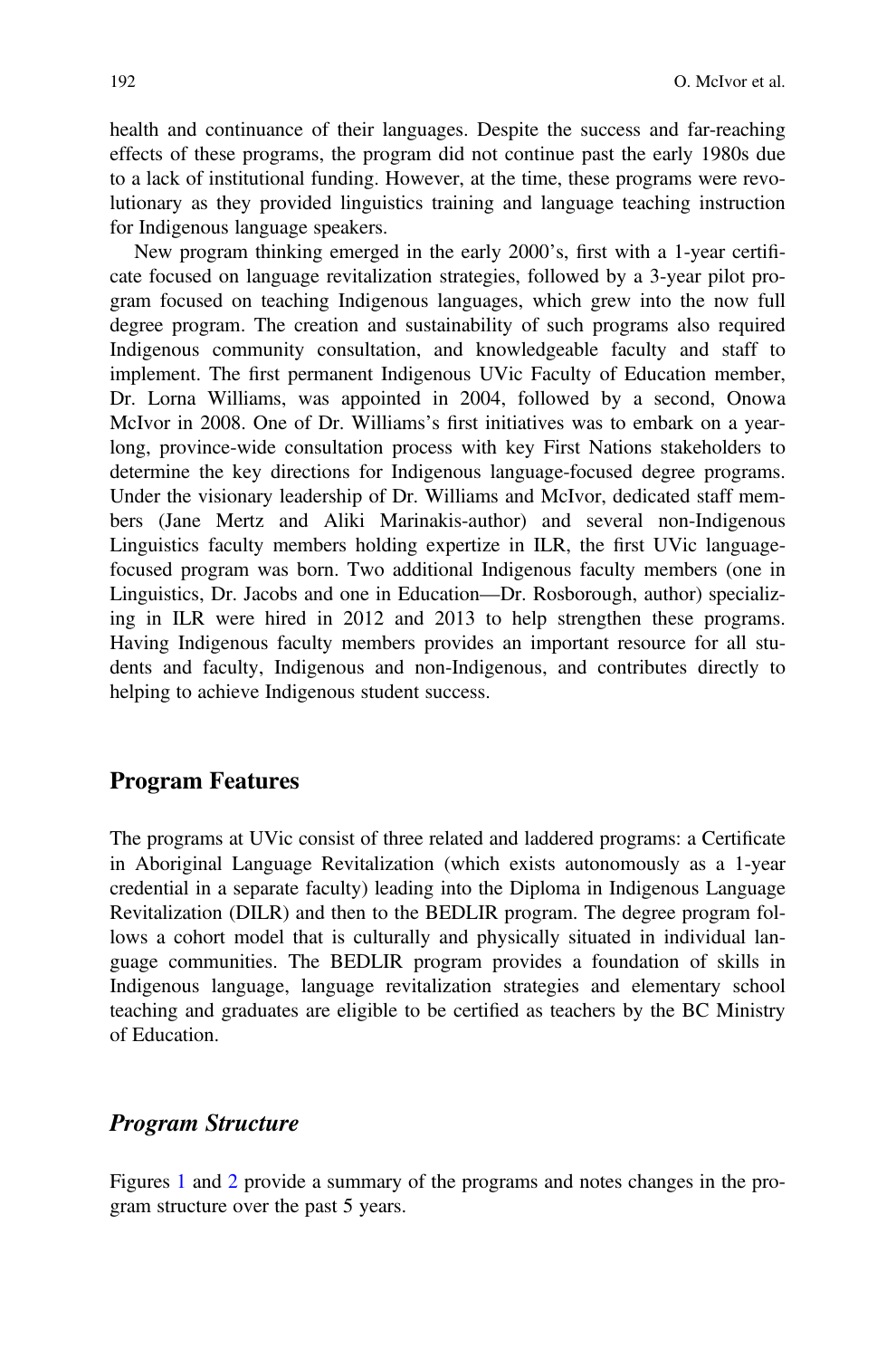health and continuance of their languages. Despite the success and far-reaching effects of these programs, the program did not continue past the early 1980s due to a lack of institutional funding. However, at the time, these programs were revolutionary as they provided linguistics training and language teaching instruction for Indigenous language speakers.

New program thinking emerged in the early 2000's, first with a 1-year certificate focused on language revitalization strategies, followed by a 3-year pilot program focused on teaching Indigenous languages, which grew into the now full degree program. The creation and sustainability of such programs also required Indigenous community consultation, and knowledgeable faculty and staff to implement. The first permanent Indigenous UVic Faculty of Education member, Dr. Lorna Williams, was appointed in 2004, followed by a second, Onowa McIvor in 2008. One of Dr. Williams's first initiatives was to embark on a year-long, province-wide consultation process with key First Nations stakeholders to determine the key directions for Indigenous language-focused degree programs. Under the visionary leadership of Dr. Williams and McIvor, dedicated staff members (Jane Mertz and Aliki Marinakis-author) and several non-Indigenous Linguistics faculty members holding expertize in ILR, the first UVic language-focused program was born. Two additional Indigenous faculty members (one in Linguistics, Dr. Jacobs and one in Education—Dr. Rosborough, author) specializing in ILR were hired in 2012 and 2013 to help strengthen these programs. Having Indigenous faculty members provides an important resource for all students and faculty, Indigenous and non-Indigenous, and contributes directly to helping to achieve Indigenous student success.

## Program Features

The programs at UVic consist of three related and laddered programs: a Certificate in Aboriginal Language Revitalization (which exists autonomously as a 1-year credential in a separate faculty) leading into the Diploma in Indigenous Language Revitalization (DILR) and then to the BEDLIR program. The degree program follows a cohort model that is culturally and physically situated in individual language communities. The BEDLIR program provides a foundation of skills in Indigenous language, language revitalization strategies and elementary school teaching and graduates are eligible to be certified as teachers by the BC Ministry of Education.

### *Program Structure*

Figures 1 and 2 provide a summary of the programs and notes changes in the program structure over the past 5 years.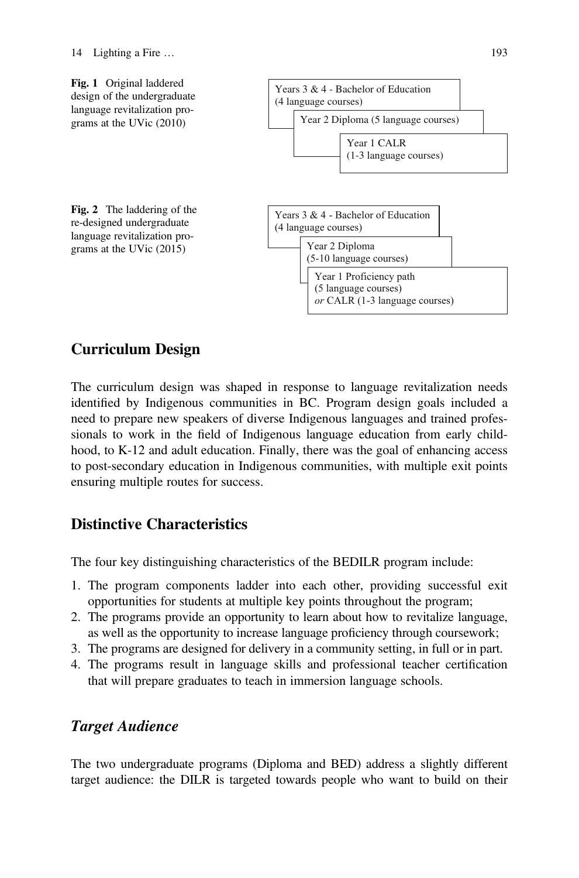**Fig. 1** Original laddered design of the undergraduate language revitalization programs at the UVic (2010)

Years 3 & 4 - Bachelor of Education (4 language courses)

Year 2 Diploma (5 language courses)

Year 1 CALR (1-3 language courses)

**Fig. 2** The laddering of the re-designed undergraduate language revitalization programs at the UVic (2015)

Years 3 & 4 - Bachelor of Education (4 language courses)

Year 2 Diploma (5-10 language courses)

Year 1 Proficiency path (5 language courses) *or* CALR (1-3 language courses)

## Curriculum Design

The curriculum design was shaped in response to language revitalization needs identified by Indigenous communities in BC. Program design goals included a need to prepare new speakers of diverse Indigenous languages and trained professionals to work in the field of Indigenous language education from early childhood, to K-12 and adult education. Finally, there was the goal of enhancing access to post-secondary education in Indigenous communities, with multiple exit points ensuring multiple routes for success.

## Distinctive Characteristics

The four key distinguishing characteristics of the BEDILR program include:

1. The program components ladder into each other, providing successful exit opportunities for students at multiple key points throughout the program;
2. The programs provide an opportunity to learn about how to revitalize language, as well as the opportunity to increase language proficiency through coursework;
3. The programs are designed for delivery in a community setting, in full or in part.
4. The programs result in language skills and professional teacher certification that will prepare graduates to teach in immersion language schools.

### *Target Audience*

The two undergraduate programs (Diploma and BED) address a slightly different target audience: the DILR is targeted towards people who want to build on their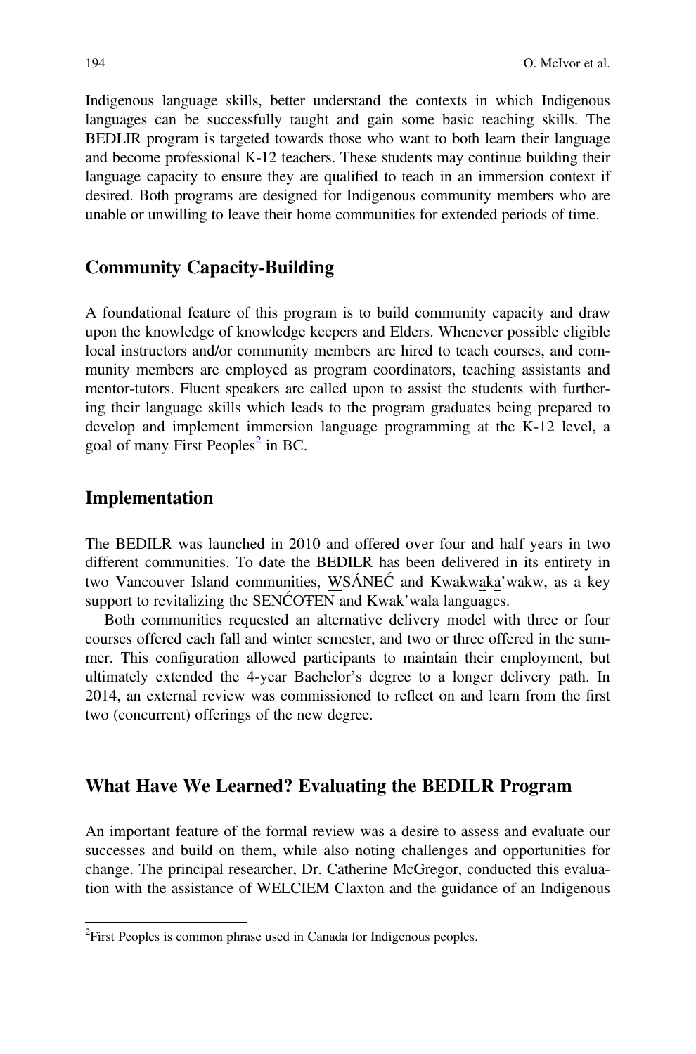Indigenous language skills, better understand the contexts in which Indigenous languages can be successfully taught and gain some basic teaching skills. The BEDLIR program is targeted towards those who want to both learn their language and become professional K-12 teachers. These students may continue building their language capacity to ensure they are qualified to teach in an immersion context if desired. Both programs are designed for Indigenous community members who are unable or unwilling to leave their home communities for extended periods of time.

## Community Capacity-Building

A foundational feature of this program is to build community capacity and draw upon the knowledge of knowledge keepers and Elders. Whenever possible eligible local instructors and/or community members are hired to teach courses, and community members are employed as program coordinators, teaching assistants and mentor-tutors. Fluent speakers are called upon to assist the students with furthering their language skills which leads to the program graduates being prepared to develop and implement immersion language programming at the K-12 level, a goal of many First Peoples[2] in BC.

## Implementation

The BEDILR was launched in 2010 and offered over four and half years in two different communities. To date the BEDILR has been delivered in its entirety in two Vancouver Island communities, W̱SÁNEĆ and Kwakwa̱ka̱'wakw, as a key support to revitalizing the SENĆOŦEN and Kwak'wala languages.

Both communities requested an alternative delivery model with three or four courses offered each fall and winter semester, and two or three offered in the summer. This configuration allowed participants to maintain their employment, but ultimately extended the 4-year Bachelor's degree to a longer delivery path. In 2014, an external review was commissioned to reflect on and learn from the first two (concurrent) offerings of the new degree.

## What Have We Learned? Evaluating the BEDILR Program

An important feature of the formal review was a desire to assess and evaluate our successes and build on them, while also noting challenges and opportunities for change. The principal researcher, Dr. Catherine McGregor, conducted this evaluation with the assistance of WELCIEM Claxton and the guidance of an Indigenous

[2] First Peoples is common phrase used in Canada for Indigenous peoples.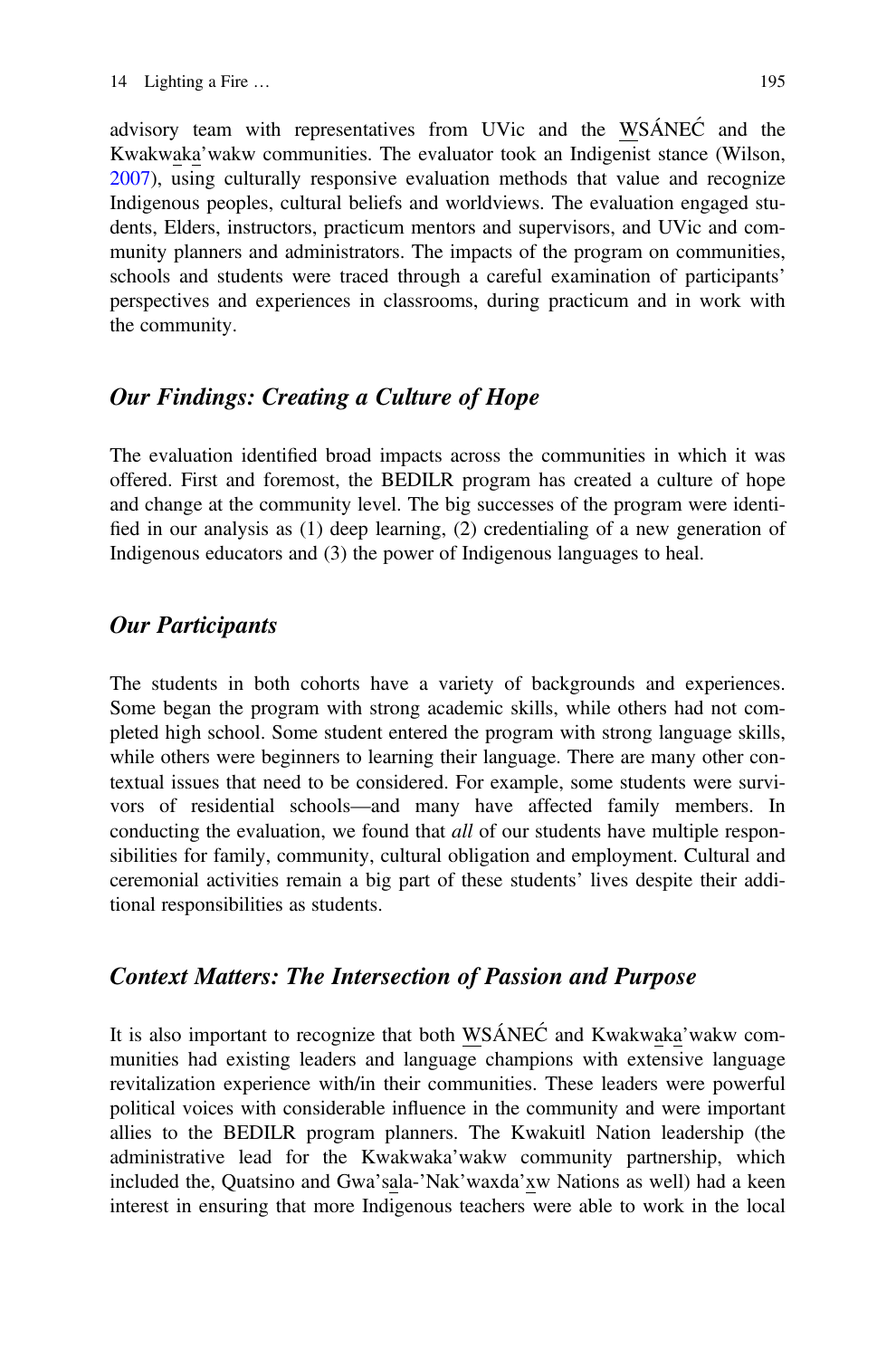advisory team with representatives from UVic and the W̱SÁNEĆ and the Kwakwa̱ka̱'wakw communities. The evaluator took an Indigenist stance (Wilson, 2007), using culturally responsive evaluation methods that value and recognize Indigenous peoples, cultural beliefs and worldviews. The evaluation engaged students, Elders, instructors, practicum mentors and supervisors, and UVic and community planners and administrators. The impacts of the program on communities, schools and students were traced through a careful examination of participants' perspectives and experiences in classrooms, during practicum and in work with the community.

### *Our Findings: Creating a Culture of Hope*

The evaluation identified broad impacts across the communities in which it was offered. First and foremost, the BEDILR program has created a culture of hope and change at the community level. The big successes of the program were identified in our analysis as (1) deep learning, (2) credentialing of a new generation of Indigenous educators and (3) the power of Indigenous languages to heal.

### *Our Participants*

The students in both cohorts have a variety of backgrounds and experiences. Some began the program with strong academic skills, while others had not completed high school. Some student entered the program with strong language skills, while others were beginners to learning their language. There are many other contextual issues that need to be considered. For example, some students were survivors of residential schools—and many have affected family members. In conducting the evaluation, we found that *all* of our students have multiple responsibilities for family, community, cultural obligation and employment. Cultural and ceremonial activities remain a big part of these students' lives despite their additional responsibilities as students.

### *Context Matters: The Intersection of Passion and Purpose*

It is also important to recognize that both W̱SÁNEĆ and Kwakwa̱ka̱'wakw communities had existing leaders and language champions with extensive language revitalization experience with/in their communities. These leaders were powerful political voices with considerable influence in the community and were important allies to the BEDILR program planners. The Kwakuitl Nation leadership (the administrative lead for the Kwakwaka'wakw community partnership, which included the, Quatsino and Gwa'sa̱la-'Nak'waxda'x̱w Nations as well) had a keen interest in ensuring that more Indigenous teachers were able to work in the local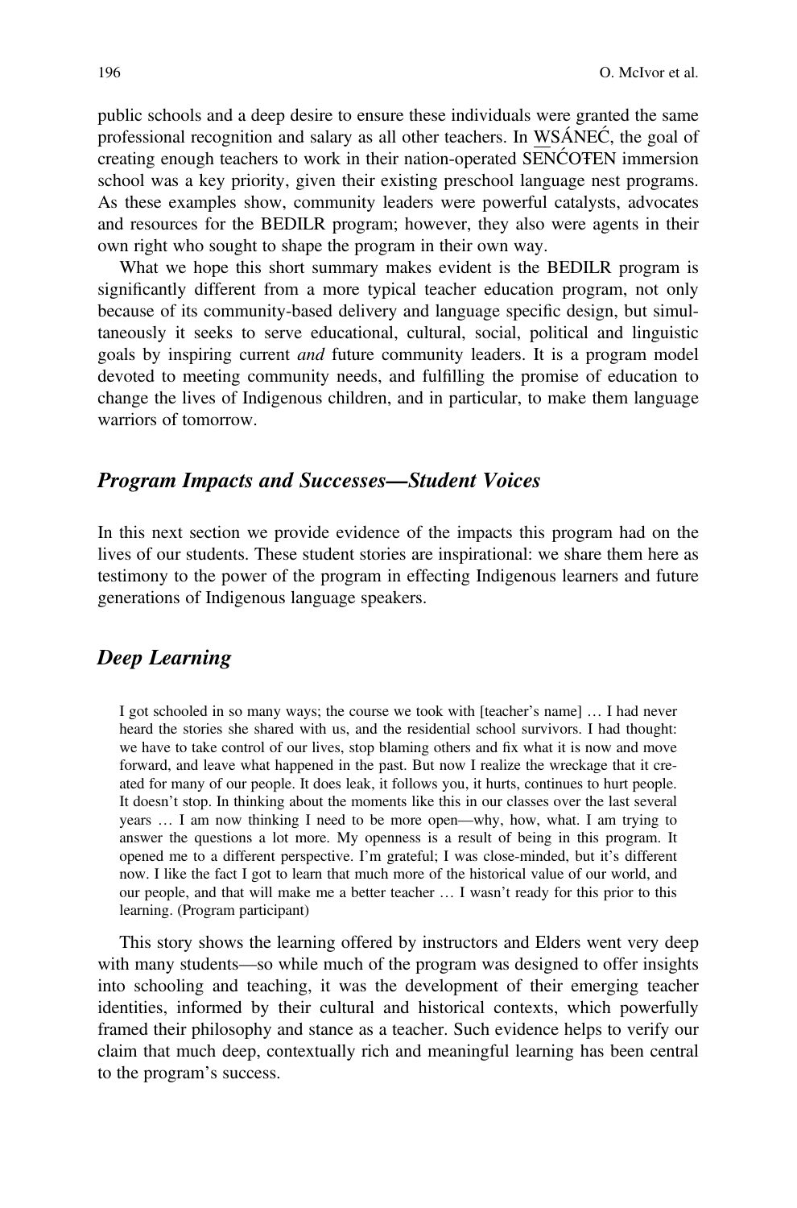public schools and a deep desire to ensure these individuals were granted the same professional recognition and salary as all other teachers. In W̱SÁNEĆ, the goal of creating enough teachers to work in their nation-operated SENĆOŦEN immersion school was a key priority, given their existing preschool language nest programs. As these examples show, community leaders were powerful catalysts, advocates and resources for the BEDILR program; however, they also were agents in their own right who sought to shape the program in their own way.

What we hope this short summary makes evident is the BEDILR program is significantly different from a more typical teacher education program, not only because of its community-based delivery and language specific design, but simultaneously it seeks to serve educational, cultural, social, political and linguistic goals by inspiring current *and* future community leaders. It is a program model devoted to meeting community needs, and fulfilling the promise of education to change the lives of Indigenous children, and in particular, to make them language warriors of tomorrow.

## *Program Impacts and Successes—Student Voices*

In this next section we provide evidence of the impacts this program had on the lives of our students. These student stories are inspirational: we share them here as testimony to the power of the program in effecting Indigenous learners and future generations of Indigenous language speakers.

## *Deep Learning*

> I got schooled in so many ways; the course we took with [teacher's name] … I had never heard the stories she shared with us, and the residential school survivors. I had thought: we have to take control of our lives, stop blaming others and fix what it is now and move forward, and leave what happened in the past. But now I realize the wreckage that it created for many of our people. It does leak, it follows you, it hurts, continues to hurt people. It doesn't stop. In thinking about the moments like this in our classes over the last several years … I am now thinking I need to be more open—why, how, what. I am trying to answer the questions a lot more. My openness is a result of being in this program. It opened me to a different perspective. I'm grateful; I was close-minded, but it's different now. I like the fact I got to learn that much more of the historical value of our world, and our people, and that will make me a better teacher … I wasn't ready for this prior to this learning. (Program participant)

This story shows the learning offered by instructors and Elders went very deep with many students—so while much of the program was designed to offer insights into schooling and teaching, it was the development of their emerging teacher identities, informed by their cultural and historical contexts, which powerfully framed their philosophy and stance as a teacher. Such evidence helps to verify our claim that much deep, contextually rich and meaningful learning has been central to the program's success.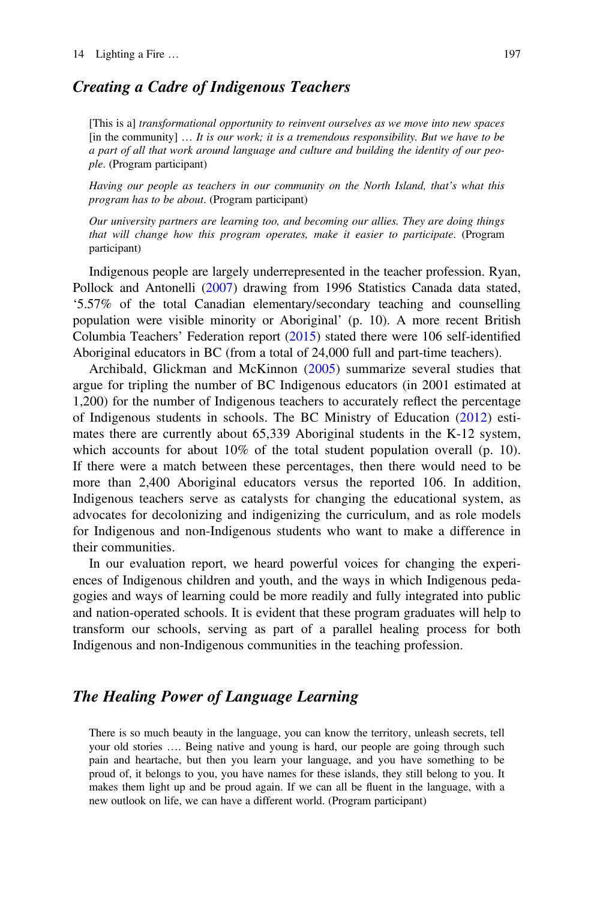### *Creating a Cadre of Indigenous Teachers*

> [This is a] *transformational opportunity to reinvent ourselves as we move into new spaces* [in the community] … *It is our work; it is a tremendous responsibility. But we have to be a part of all that work around language and culture and building the identity of our people*. (Program participant)

> *Having our people as teachers in our community on the North Island, that's what this program has to be about*. (Program participant)

> *Our university partners are learning too, and becoming our allies. They are doing things that will change how this program operates, make it easier to participate*. (Program participant)

Indigenous people are largely underrepresented in the teacher profession. Ryan, Pollock and Antonelli (2007) drawing from 1996 Statistics Canada data stated, '5.57% of the total Canadian elementary/secondary teaching and counselling population were visible minority or Aboriginal' (p. 10). A more recent British Columbia Teachers' Federation report (2015) stated there were 106 self-identified Aboriginal educators in BC (from a total of 24,000 full and part-time teachers).

Archibald, Glickman and McKinnon (2005) summarize several studies that argue for tripling the number of BC Indigenous educators (in 2001 estimated at 1,200) for the number of Indigenous teachers to accurately reflect the percentage of Indigenous students in schools. The BC Ministry of Education (2012) estimates there are currently about 65,339 Aboriginal students in the K-12 system, which accounts for about 10% of the total student population overall (p. 10). If there were a match between these percentages, then there would need to be more than 2,400 Aboriginal educators versus the reported 106. In addition, Indigenous teachers serve as catalysts for changing the educational system, as advocates for decolonizing and indigenizing the curriculum, and as role models for Indigenous and non-Indigenous students who want to make a difference in their communities.

In our evaluation report, we heard powerful voices for changing the experiences of Indigenous children and youth, and the ways in which Indigenous pedagogies and ways of learning could be more readily and fully integrated into public and nation-operated schools. It is evident that these program graduates will help to transform our schools, serving as part of a parallel healing process for both Indigenous and non-Indigenous communities in the teaching profession.

### *The Healing Power of Language Learning*

> There is so much beauty in the language, you can know the territory, unleash secrets, tell your old stories …. Being native and young is hard, our people are going through such pain and heartache, but then you learn your language, and you have something to be proud of, it belongs to you, you have names for these islands, they still belong to you. It makes them light up and be proud again. If we can all be fluent in the language, with a new outlook on life, we can have a different world. (Program participant)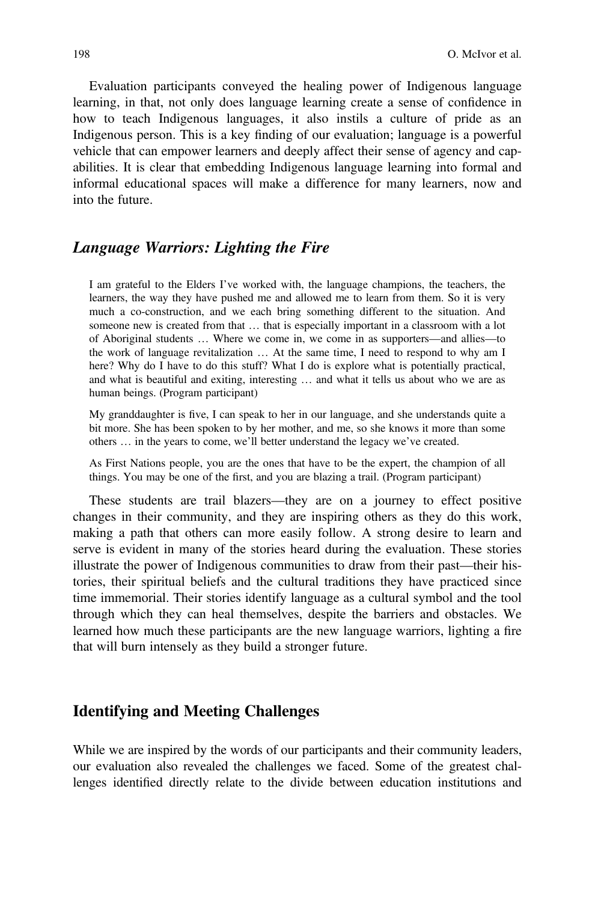Evaluation participants conveyed the healing power of Indigenous language learning, in that, not only does language learning create a sense of confidence in how to teach Indigenous languages, it also instils a culture of pride as an Indigenous person. This is a key finding of our evaluation; language is a powerful vehicle that can empower learners and deeply affect their sense of agency and capabilities. It is clear that embedding Indigenous language learning into formal and informal educational spaces will make a difference for many learners, now and into the future.

## *Language Warriors: Lighting the Fire*

> I am grateful to the Elders I've worked with, the language champions, the teachers, the learners, the way they have pushed me and allowed me to learn from them. So it is very much a co-construction, and we each bring something different to the situation. And someone new is created from that … that is especially important in a classroom with a lot of Aboriginal students … Where we come in, we come in as supporters—and allies—to the work of language revitalization … At the same time, I need to respond to why am I here? Why do I have to do this stuff? What I do is explore what is potentially practical, and what is beautiful and exiting, interesting … and what it tells us about who we are as human beings. (Program participant)

> My granddaughter is five, I can speak to her in our language, and she understands quite a bit more. She has been spoken to by her mother, and me, so she knows it more than some others … in the years to come, we'll better understand the legacy we've created.

> As First Nations people, you are the ones that have to be the expert, the champion of all things. You may be one of the first, and you are blazing a trail. (Program participant)

These students are trail blazers—they are on a journey to effect positive changes in their community, and they are inspiring others as they do this work, making a path that others can more easily follow. A strong desire to learn and serve is evident in many of the stories heard during the evaluation. These stories illustrate the power of Indigenous communities to draw from their past—their histories, their spiritual beliefs and the cultural traditions they have practiced since time immemorial. Their stories identify language as a cultural symbol and the tool through which they can heal themselves, despite the barriers and obstacles. We learned how much these participants are the new language warriors, lighting a fire that will burn intensely as they build a stronger future.

## Identifying and Meeting Challenges

While we are inspired by the words of our participants and their community leaders, our evaluation also revealed the challenges we faced. Some of the greatest challenges identified directly relate to the divide between education institutions and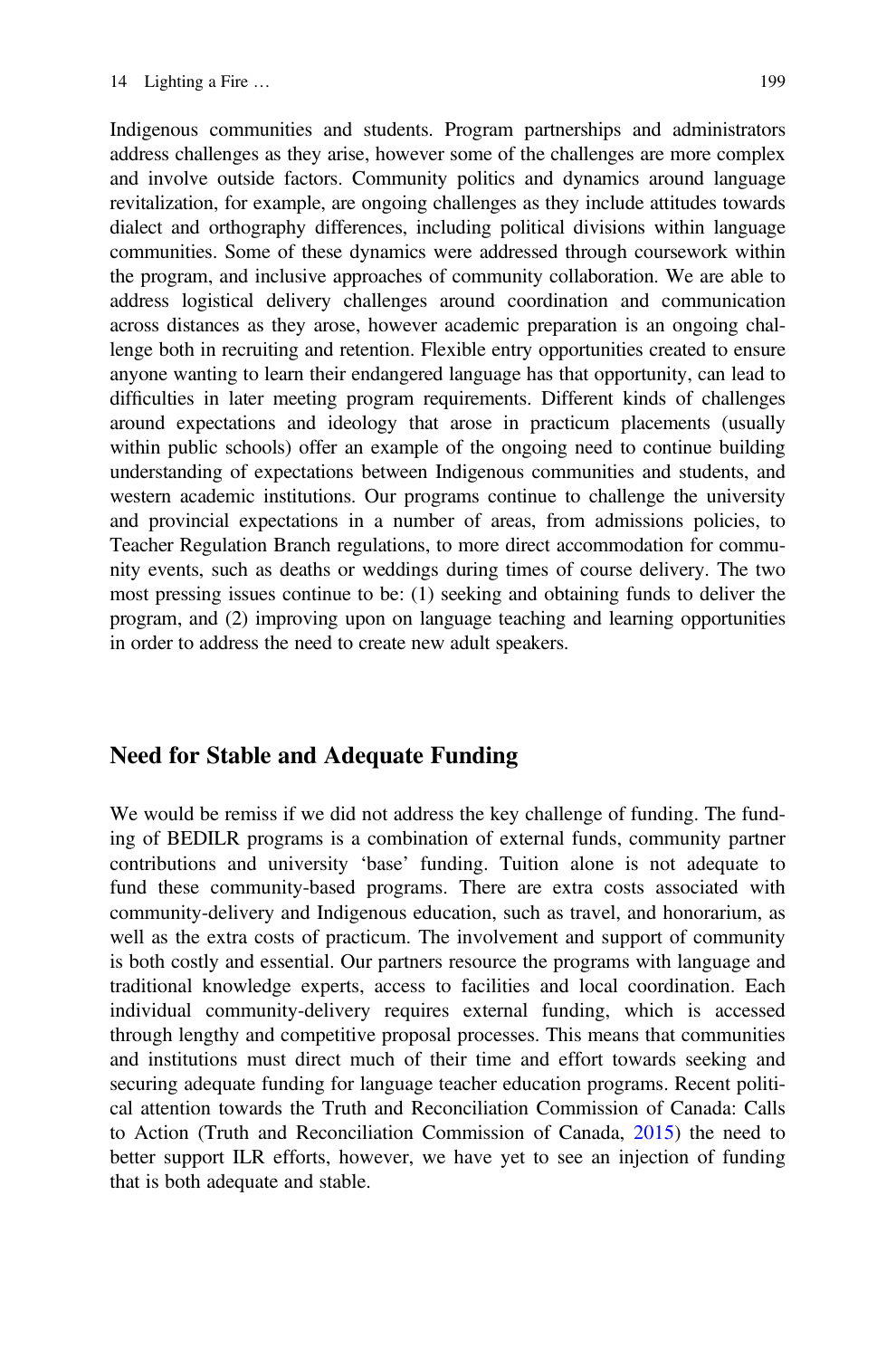Indigenous communities and students. Program partnerships and administrators address challenges as they arise, however some of the challenges are more complex and involve outside factors. Community politics and dynamics around language revitalization, for example, are ongoing challenges as they include attitudes towards dialect and orthography differences, including political divisions within language communities. Some of these dynamics were addressed through coursework within the program, and inclusive approaches of community collaboration. We are able to address logistical delivery challenges around coordination and communication across distances as they arose, however academic preparation is an ongoing challenge both in recruiting and retention. Flexible entry opportunities created to ensure anyone wanting to learn their endangered language has that opportunity, can lead to difficulties in later meeting program requirements. Different kinds of challenges around expectations and ideology that arose in practicum placements (usually within public schools) offer an example of the ongoing need to continue building understanding of expectations between Indigenous communities and students, and western academic institutions. Our programs continue to challenge the university and provincial expectations in a number of areas, from admissions policies, to Teacher Regulation Branch regulations, to more direct accommodation for community events, such as deaths or weddings during times of course delivery. The two most pressing issues continue to be: (1) seeking and obtaining funds to deliver the program, and (2) improving upon on language teaching and learning opportunities in order to address the need to create new adult speakers.

## Need for Stable and Adequate Funding

We would be remiss if we did not address the key challenge of funding. The funding of BEDILR programs is a combination of external funds, community partner contributions and university 'base' funding. Tuition alone is not adequate to fund these community-based programs. There are extra costs associated with community-delivery and Indigenous education, such as travel, and honorarium, as well as the extra costs of practicum. The involvement and support of community is both costly and essential. Our partners resource the programs with language and traditional knowledge experts, access to facilities and local coordination. Each individual community-delivery requires external funding, which is accessed through lengthy and competitive proposal processes. This means that communities and institutions must direct much of their time and effort towards seeking and securing adequate funding for language teacher education programs. Recent political attention towards the Truth and Reconciliation Commission of Canada: Calls to Action (Truth and Reconciliation Commission of Canada, 2015) the need to better support ILR efforts, however, we have yet to see an injection of funding that is both adequate and stable.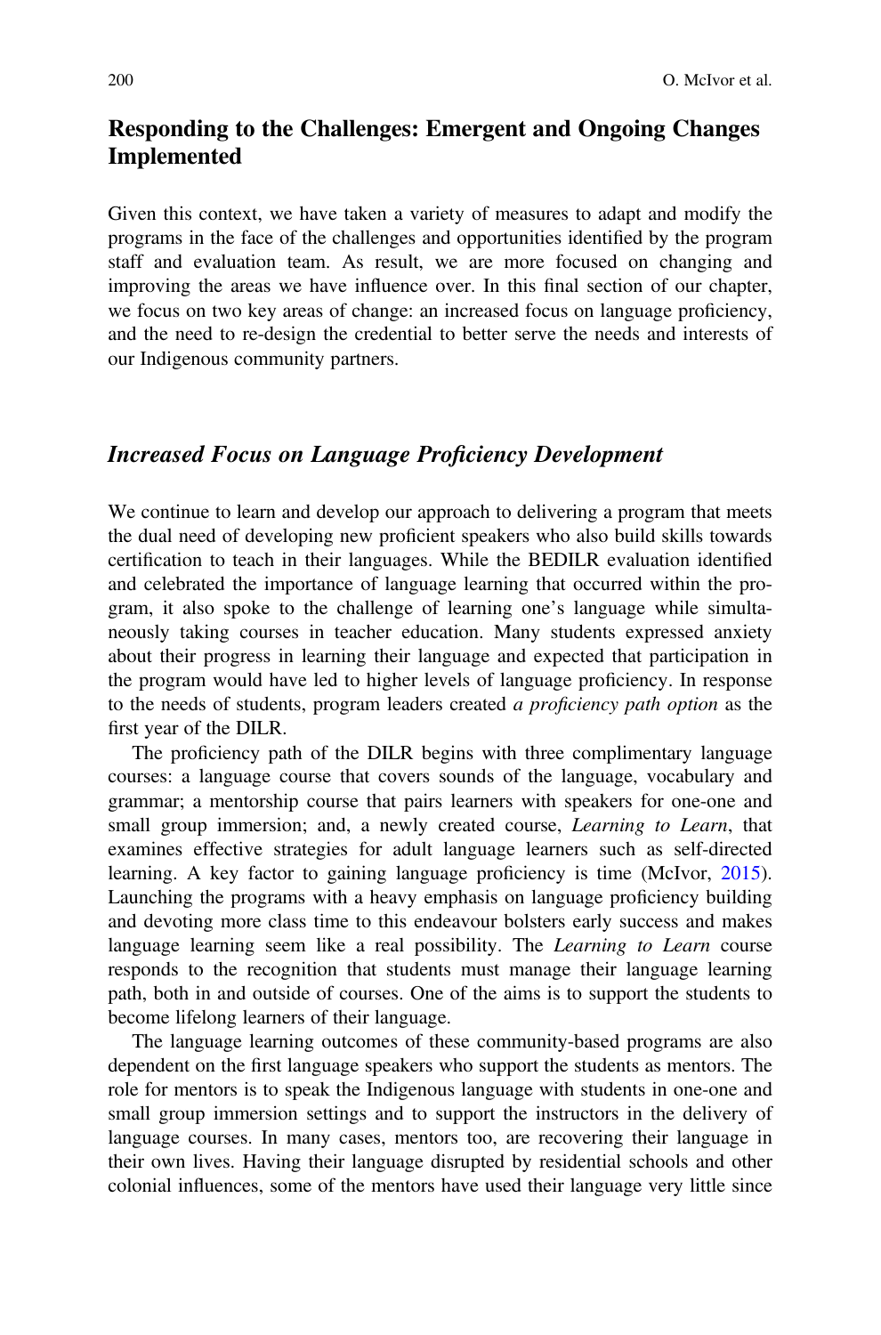## Responding to the Challenges: Emergent and Ongoing Changes Implemented

Given this context, we have taken a variety of measures to adapt and modify the programs in the face of the challenges and opportunities identified by the program staff and evaluation team. As result, we are more focused on changing and improving the areas we have influence over. In this final section of our chapter, we focus on two key areas of change: an increased focus on language proficiency, and the need to re-design the credential to better serve the needs and interests of our Indigenous community partners.

### *Increased Focus on Language Proficiency Development*

We continue to learn and develop our approach to delivering a program that meets the dual need of developing new proficient speakers who also build skills towards certification to teach in their languages. While the BEDILR evaluation identified and celebrated the importance of language learning that occurred within the program, it also spoke to the challenge of learning one's language while simultaneously taking courses in teacher education. Many students expressed anxiety about their progress in learning their language and expected that participation in the program would have led to higher levels of language proficiency. In response to the needs of students, program leaders created *a proficiency path option* as the first year of the DILR.

The proficiency path of the DILR begins with three complimentary language courses: a language course that covers sounds of the language, vocabulary and grammar; a mentorship course that pairs learners with speakers for one-one and small group immersion; and, a newly created course, *Learning to Learn*, that examines effective strategies for adult language learners such as self-directed learning. A key factor to gaining language proficiency is time (McIvor, 2015). Launching the programs with a heavy emphasis on language proficiency building and devoting more class time to this endeavour bolsters early success and makes language learning seem like a real possibility. The *Learning to Learn* course responds to the recognition that students must manage their language learning path, both in and outside of courses. One of the aims is to support the students to become lifelong learners of their language.

The language learning outcomes of these community-based programs are also dependent on the first language speakers who support the students as mentors. The role for mentors is to speak the Indigenous language with students in one-one and small group immersion settings and to support the instructors in the delivery of language courses. In many cases, mentors too, are recovering their language in their own lives. Having their language disrupted by residential schools and other colonial influences, some of the mentors have used their language very little since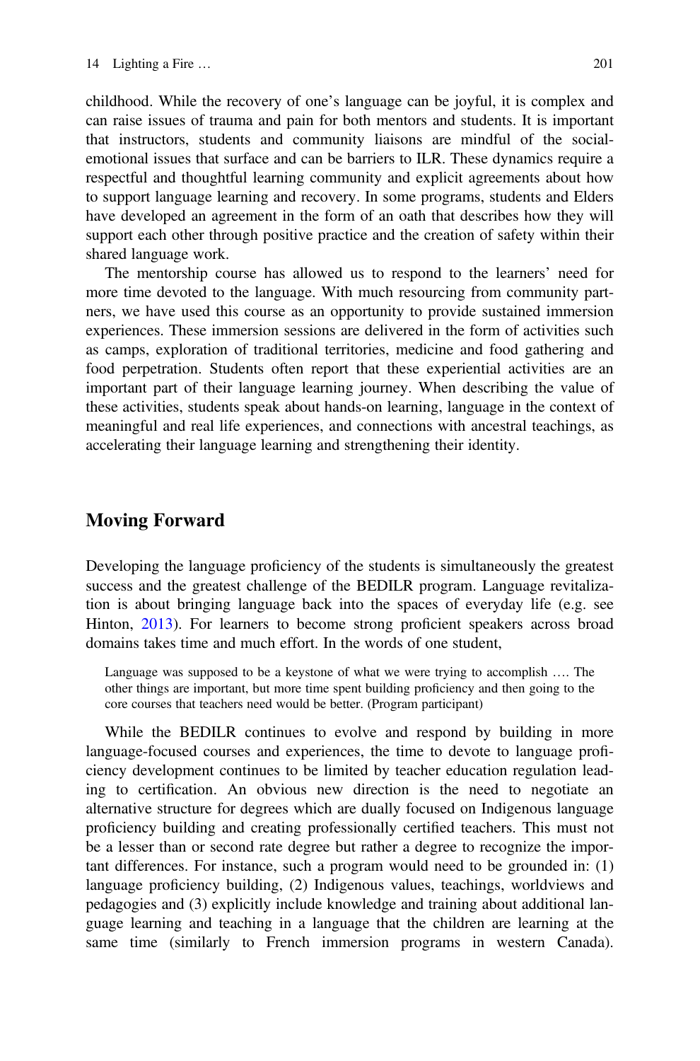childhood. While the recovery of one's language can be joyful, it is complex and can raise issues of trauma and pain for both mentors and students. It is important that instructors, students and community liaisons are mindful of the social-emotional issues that surface and can be barriers to ILR. These dynamics require a respectful and thoughtful learning community and explicit agreements about how to support language learning and recovery. In some programs, students and Elders have developed an agreement in the form of an oath that describes how they will support each other through positive practice and the creation of safety within their shared language work.

The mentorship course has allowed us to respond to the learners' need for more time devoted to the language. With much resourcing from community partners, we have used this course as an opportunity to provide sustained immersion experiences. These immersion sessions are delivered in the form of activities such as camps, exploration of traditional territories, medicine and food gathering and food perpetration. Students often report that these experiential activities are an important part of their language learning journey. When describing the value of these activities, students speak about hands-on learning, language in the context of meaningful and real life experiences, and connections with ancestral teachings, as accelerating their language learning and strengthening their identity.

## Moving Forward

Developing the language proficiency of the students is simultaneously the greatest success and the greatest challenge of the BEDILR program. Language revitalization is about bringing language back into the spaces of everyday life (e.g. see Hinton, 2013). For learners to become strong proficient speakers across broad domains takes time and much effort. In the words of one student,

> Language was supposed to be a keystone of what we were trying to accomplish …. The other things are important, but more time spent building proficiency and then going to the core courses that teachers need would be better. (Program participant)

While the BEDILR continues to evolve and respond by building in more language-focused courses and experiences, the time to devote to language proficiency development continues to be limited by teacher education regulation leading to certification. An obvious new direction is the need to negotiate an alternative structure for degrees which are dually focused on Indigenous language proficiency building and creating professionally certified teachers. This must not be a lesser than or second rate degree but rather a degree to recognize the important differences. For instance, such a program would need to be grounded in: (1) language proficiency building, (2) Indigenous values, teachings, worldviews and pedagogies and (3) explicitly include knowledge and training about additional language learning and teaching in a language that the children are learning at the same time (similarly to French immersion programs in western Canada).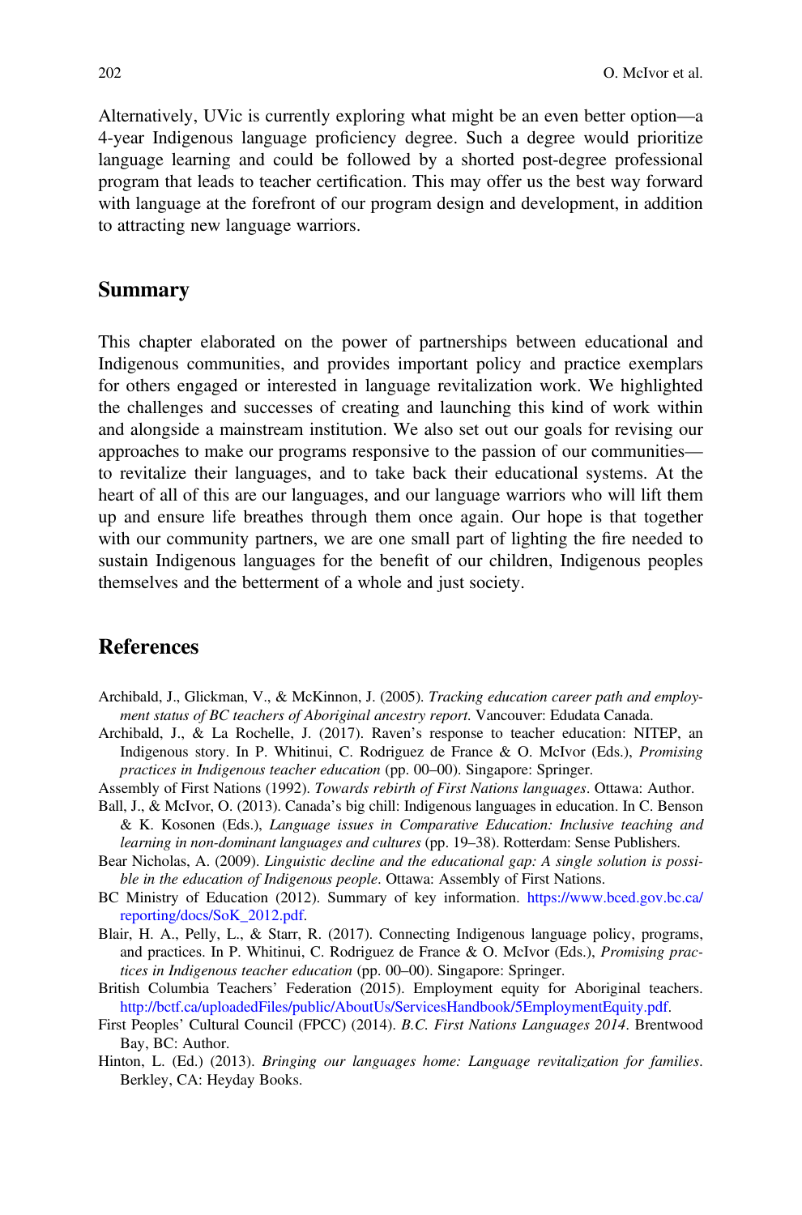Alternatively, UVic is currently exploring what might be an even better option—a 4-year Indigenous language proficiency degree. Such a degree would prioritize language learning and could be followed by a shorted post-degree professional program that leads to teacher certification. This may offer us the best way forward with language at the forefront of our program design and development, in addition to attracting new language warriors.

## Summary

This chapter elaborated on the power of partnerships between educational and Indigenous communities, and provides important policy and practice exemplars for others engaged or interested in language revitalization work. We highlighted the challenges and successes of creating and launching this kind of work within and alongside a mainstream institution. We also set out our goals for revising our approaches to make our programs responsive to the passion of our communities—to revitalize their languages, and to take back their educational systems. At the heart of all of this are our languages, and our language warriors who will lift them up and ensure life breathes through them once again. Our hope is that together with our community partners, we are one small part of lighting the fire needed to sustain Indigenous languages for the benefit of our children, Indigenous peoples themselves and the betterment of a whole and just society.

## References

Archibald, J., Glickman, V., & McKinnon, J. (2005). *Tracking education career path and employment status of BC teachers of Aboriginal ancestry report*. Vancouver: Edudata Canada.

Archibald, J., & La Rochelle, J. (2017). Raven's response to teacher education: NITEP, an Indigenous story. In P. Whitinui, C. Rodriguez de France & O. McIvor (Eds.), *Promising practices in Indigenous teacher education* (pp. 00–00). Singapore: Springer.

Assembly of First Nations (1992). *Towards rebirth of First Nations languages*. Ottawa: Author.

Ball, J., & McIvor, O. (2013). Canada's big chill: Indigenous languages in education. In C. Benson & K. Kosonen (Eds.), *Language issues in Comparative Education: Inclusive teaching and learning in non-dominant languages and cultures* (pp. 19–38). Rotterdam: Sense Publishers.

Bear Nicholas, A. (2009). *Linguistic decline and the educational gap: A single solution is possible in the education of Indigenous people*. Ottawa: Assembly of First Nations.

BC Ministry of Education (2012). Summary of key information. https://www.bced.gov.bc.ca/reporting/docs/SoK_2012.pdf.

Blair, H. A., Pelly, L., & Starr, R. (2017). Connecting Indigenous language policy, programs, and practices. In P. Whitinui, C. Rodriguez de France & O. McIvor (Eds.), *Promising practices in Indigenous teacher education* (pp. 00–00). Singapore: Springer.

British Columbia Teachers' Federation (2015). Employment equity for Aboriginal teachers. http://bctf.ca/uploadedFiles/public/AboutUs/ServicesHandbook/5EmploymentEquity.pdf.

First Peoples' Cultural Council (FPCC) (2014). *B.C. First Nations Languages 2014*. Brentwood Bay, BC: Author.

Hinton, L. (Ed.) (2013). *Bringing our languages home: Language revitalization for families*. Berkley, CA: Heyday Books.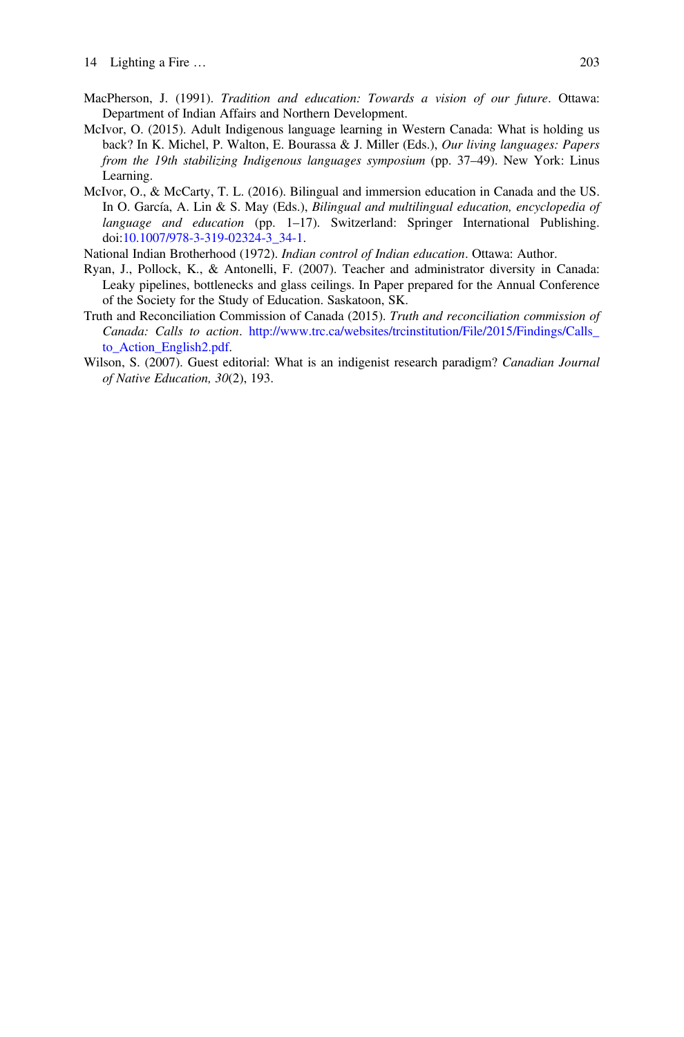MacPherson, J. (1991). *Tradition and education: Towards a vision of our future*. Ottawa: Department of Indian Affairs and Northern Development.

McIvor, O. (2015). Adult Indigenous language learning in Western Canada: What is holding us back? In K. Michel, P. Walton, E. Bourassa & J. Miller (Eds.), *Our living languages: Papers from the 19th stabilizing Indigenous languages symposium* (pp. 37–49). New York: Linus Learning.

McIvor, O., & McCarty, T. L. (2016). Bilingual and immersion education in Canada and the US. In O. García, A. Lin & S. May (Eds.), *Bilingual and multilingual education, encyclopedia of language and education* (pp. 1–17). Switzerland: Springer International Publishing. doi:10.1007/978-3-319-02324-3_34-1.

National Indian Brotherhood (1972). *Indian control of Indian education*. Ottawa: Author.

Ryan, J., Pollock, K., & Antonelli, F. (2007). Teacher and administrator diversity in Canada: Leaky pipelines, bottlenecks and glass ceilings. In Paper prepared for the Annual Conference of the Society for the Study of Education. Saskatoon, SK.

Truth and Reconciliation Commission of Canada (2015). *Truth and reconciliation commission of Canada: Calls to action*. http://www.trc.ca/websites/trcinstitution/File/2015/Findings/Calls_to_Action_English2.pdf.

Wilson, S. (2007). Guest editorial: What is an indigenist research paradigm? *Canadian Journal of Native Education, 30*(2), 193.